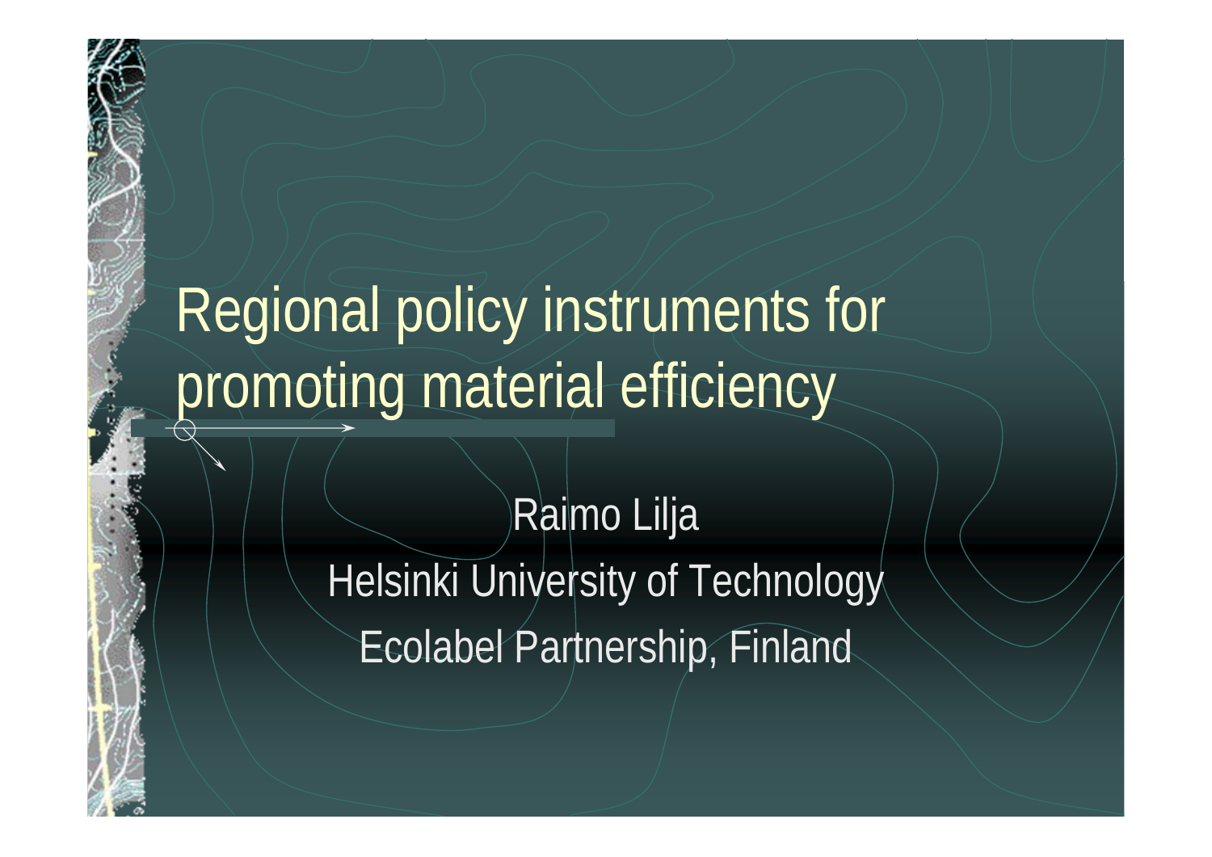# Regional policy instruments for promoting material efficiency

Raimo Lilja

Helsinki University of Technology

Ecolabel Partnership, Finland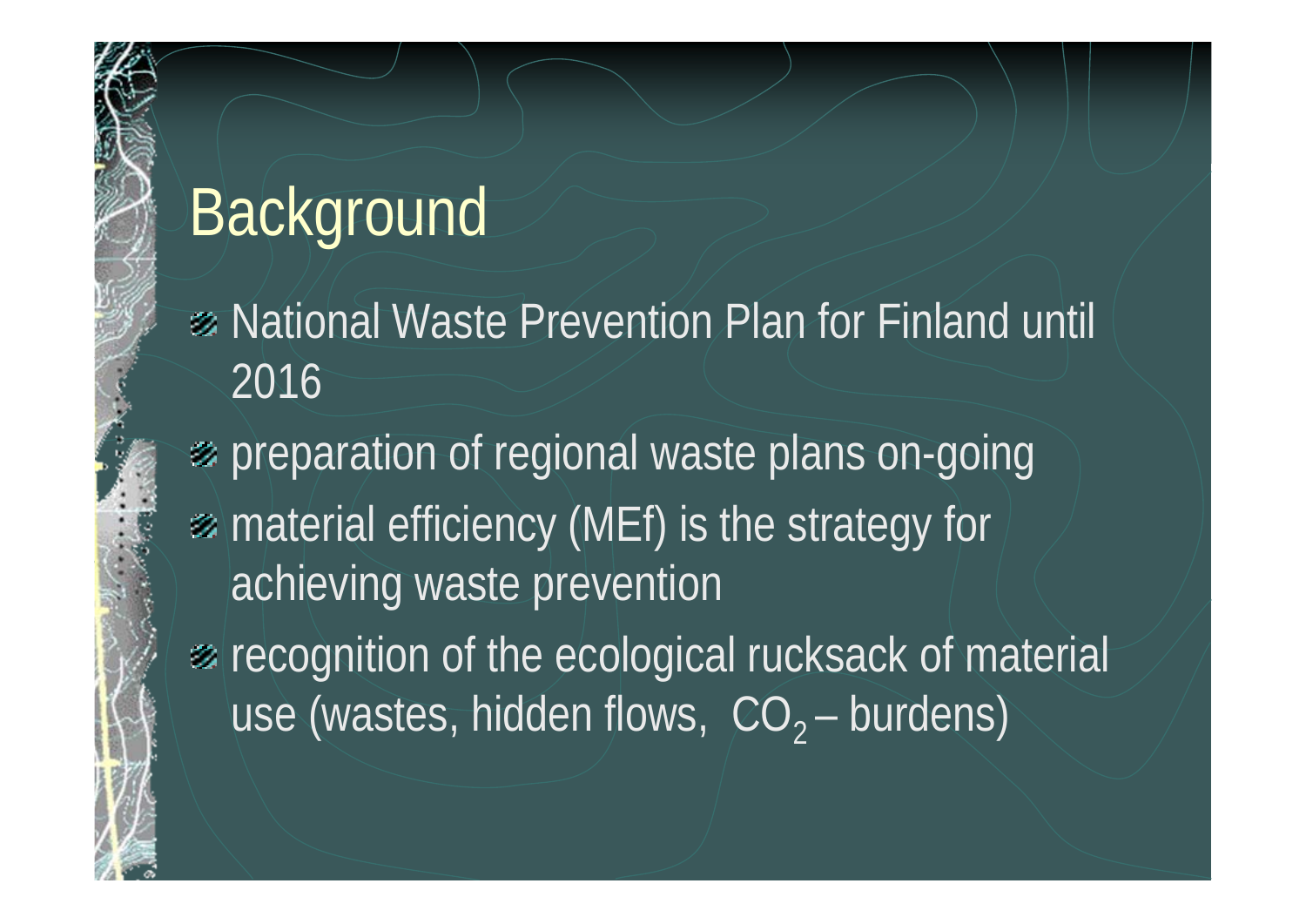# Background

- National Waste Prevention Plan for Finland until 2016
- preparation of regional waste plans on-going
- material efficiency (MEf) is the strategy for achieving waste prevention
- recognition of the ecological rucksack of material use (wastes, hidden flows, $CO_2$ – burdens)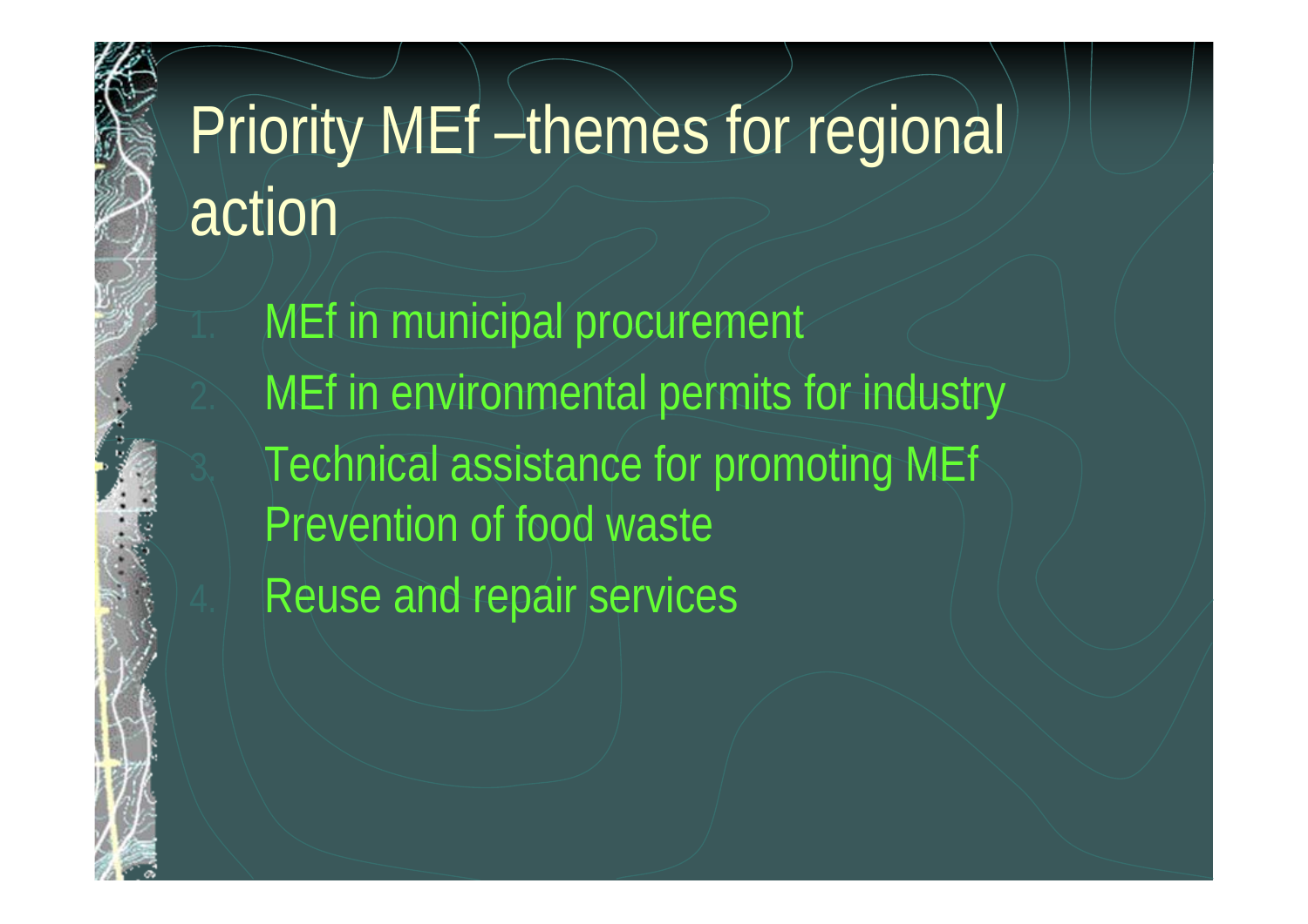# Priority MEf –themes for regional action

1. MEf in municipal procurement
2. MEf in environmental permits for industry
3. Technical assistance for promoting MEf
   Prevention of food waste
4. Reuse and repair services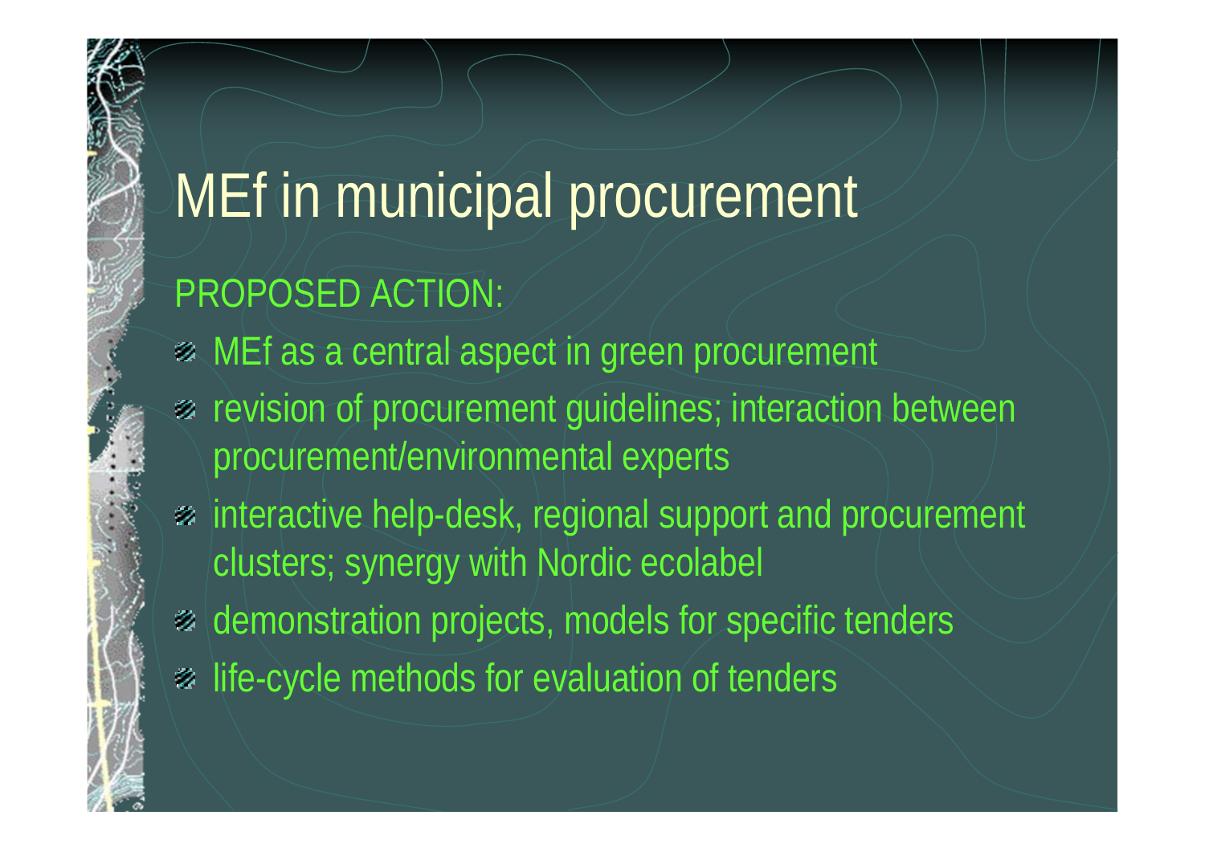# MEf in municipal procurement

PROPOSED ACTION:

- MEf as a central aspect in green procurement
- revision of procurement guidelines; interaction between procurement/environmental experts
- interactive help-desk, regional support and procurement clusters; synergy with Nordic ecolabel
- demonstration projects, models for specific tenders
- life-cycle methods for evaluation of tenders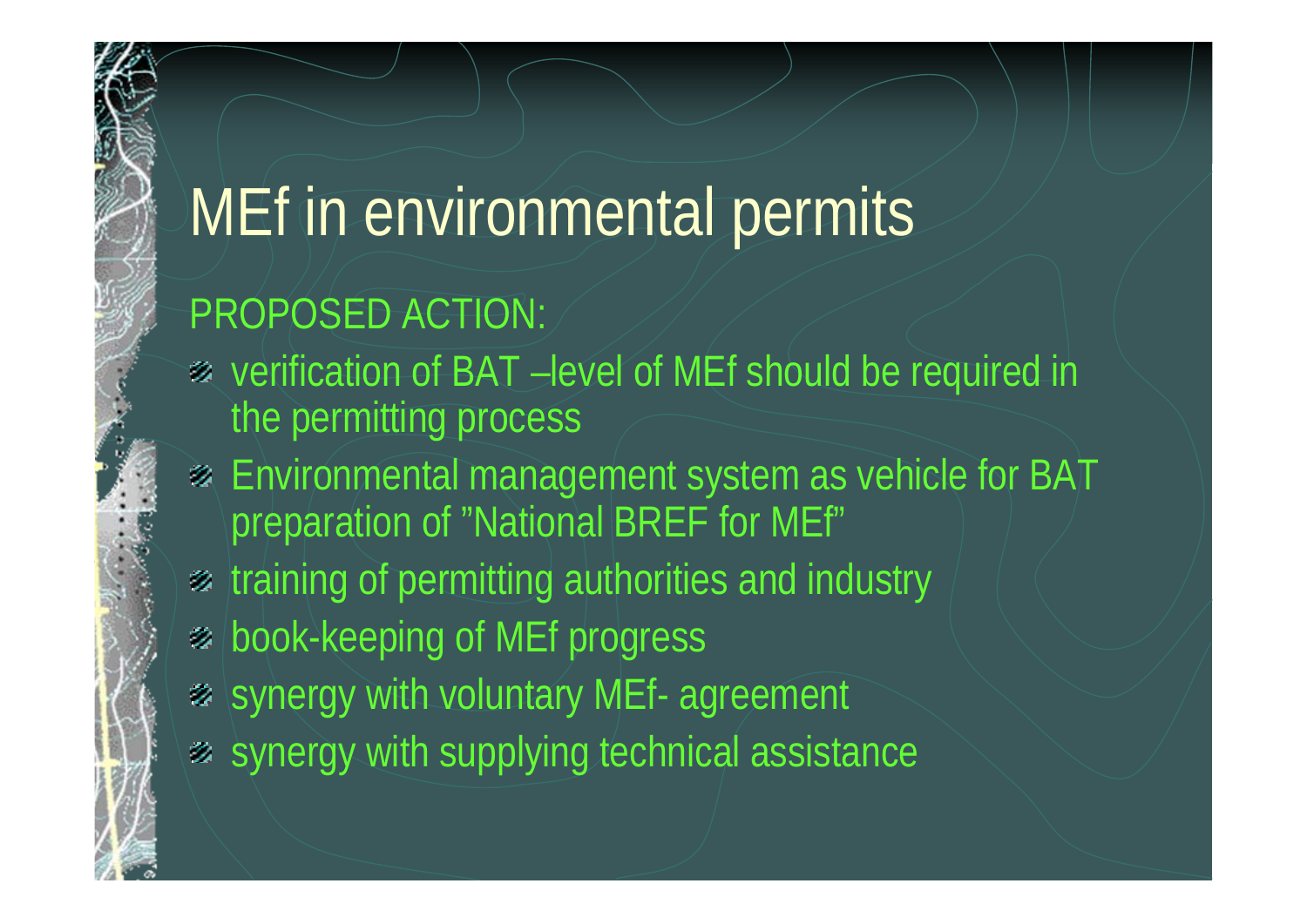# MEf in environmental permits

PROPOSED ACTION:

- verification of BAT –level of MEf should be required in the permitting process
- Environmental management system as vehicle for BAT preparation of ”National BREF for MEf”
- training of permitting authorities and industry
- book-keeping of MEf progress
- synergy with voluntary MEf- agreement
- synergy with supplying technical assistance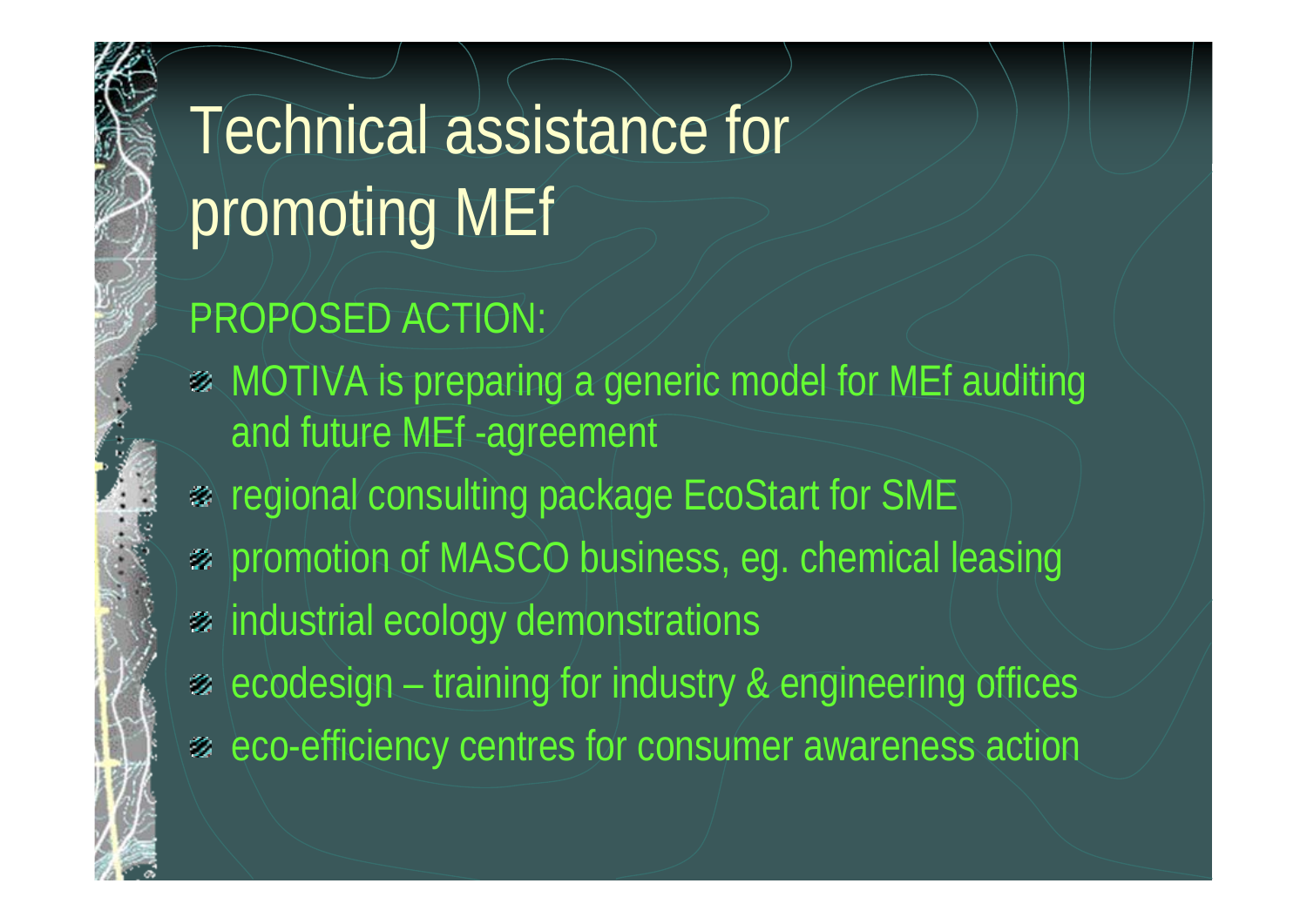# Technical assistance for promoting MEf

PROPOSED ACTION:

- MOTIVA is preparing a generic model for MEf auditing and future MEf -agreement
- regional consulting package EcoStart for SME
- promotion of MASCO business, eg. chemical leasing
- industrial ecology demonstrations
- ecodesign – training for industry & engineering offices
- eco-efficiency centres for consumer awareness action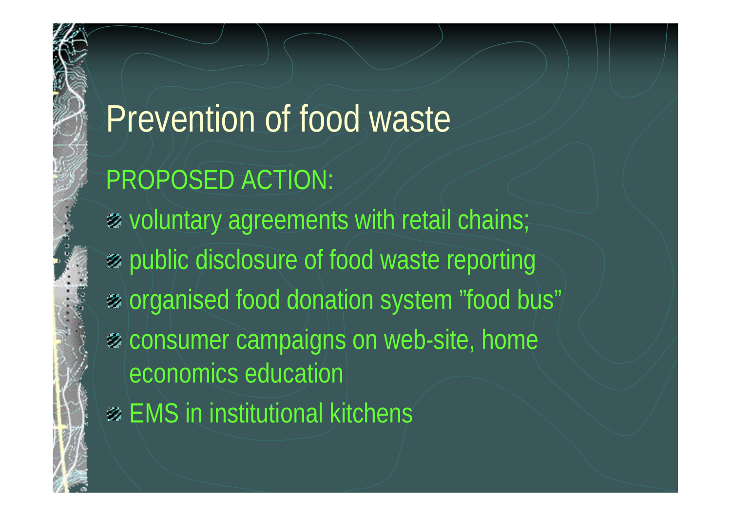# Prevention of food waste

PROPOSED ACTION:

- voluntary agreements with retail chains;
- public disclosure of food waste reporting
- organised food donation system ”food bus”
- consumer campaigns on web-site, home economics education
- EMS in institutional kitchens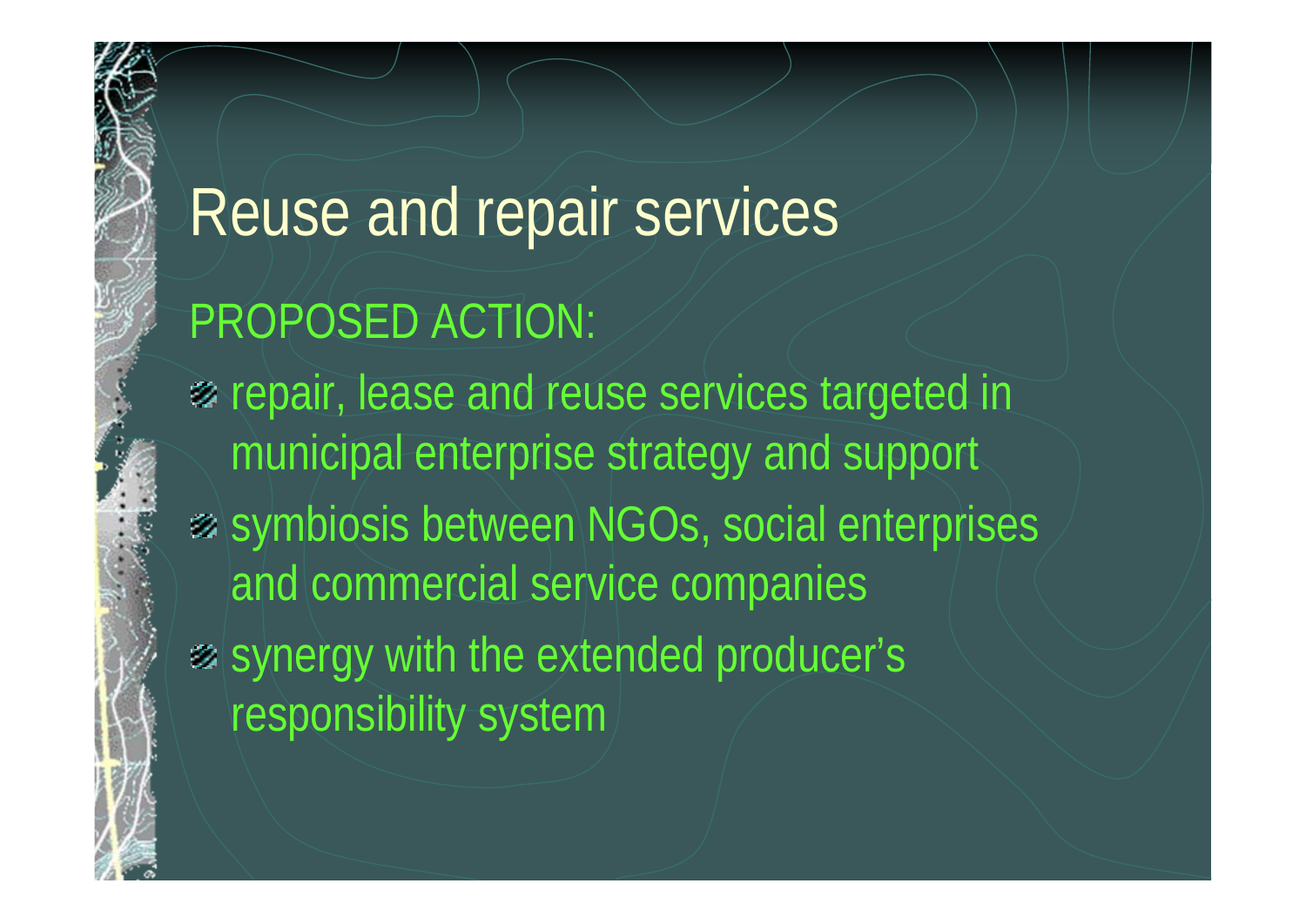# Reuse and repair services

## PROPOSED ACTION:

- repair, lease and reuse services targeted in municipal enterprise strategy and support
- symbiosis between NGOs, social enterprises and commercial service companies
- synergy with the extended producer's responsibility system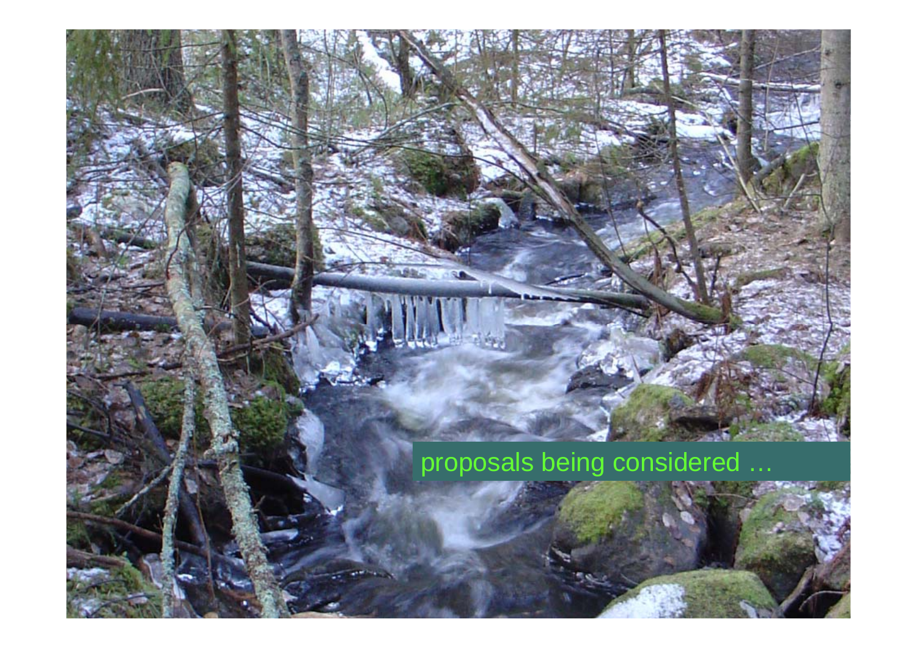proposals being considered …